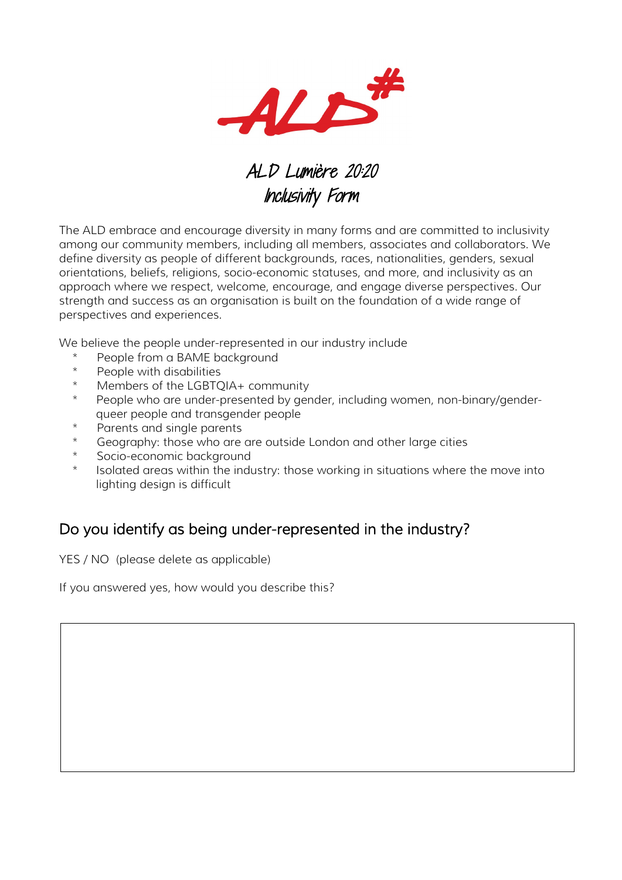# ALD Lumière 20:20 Inclusivity Form

The ALD embrace and encourage diversity in many forms and are committed to inclusivity among our community members, including all members, associates and collaborators. We define diversity as people of different backgrounds, races, nationalities, genders, sexual orientations, beliefs, religions, socio-economic statuses, and more, and inclusivity as an approach where we respect, welcome, encourage, and engage diverse perspectives. Our strength and success as an organisation is built on the foundation of a wide range of perspectives and experiences.

We believe the people under-represented in our industry include

* People from a BAME background
* People with disabilities
* Members of the LGBTQIA+ community
* People who are under-presented by gender, including women, non-binary/gender-queer people and transgender people
* Parents and single parents
* Geography: those who are are outside London and other large cities
* Socio-economic background
* Isolated areas within the industry: those working in situations where the move into lighting design is difficult

## Do you identify as being under-represented in the industry?

YES / NO  (please delete as applicable)

If you answered yes, how would you describe this?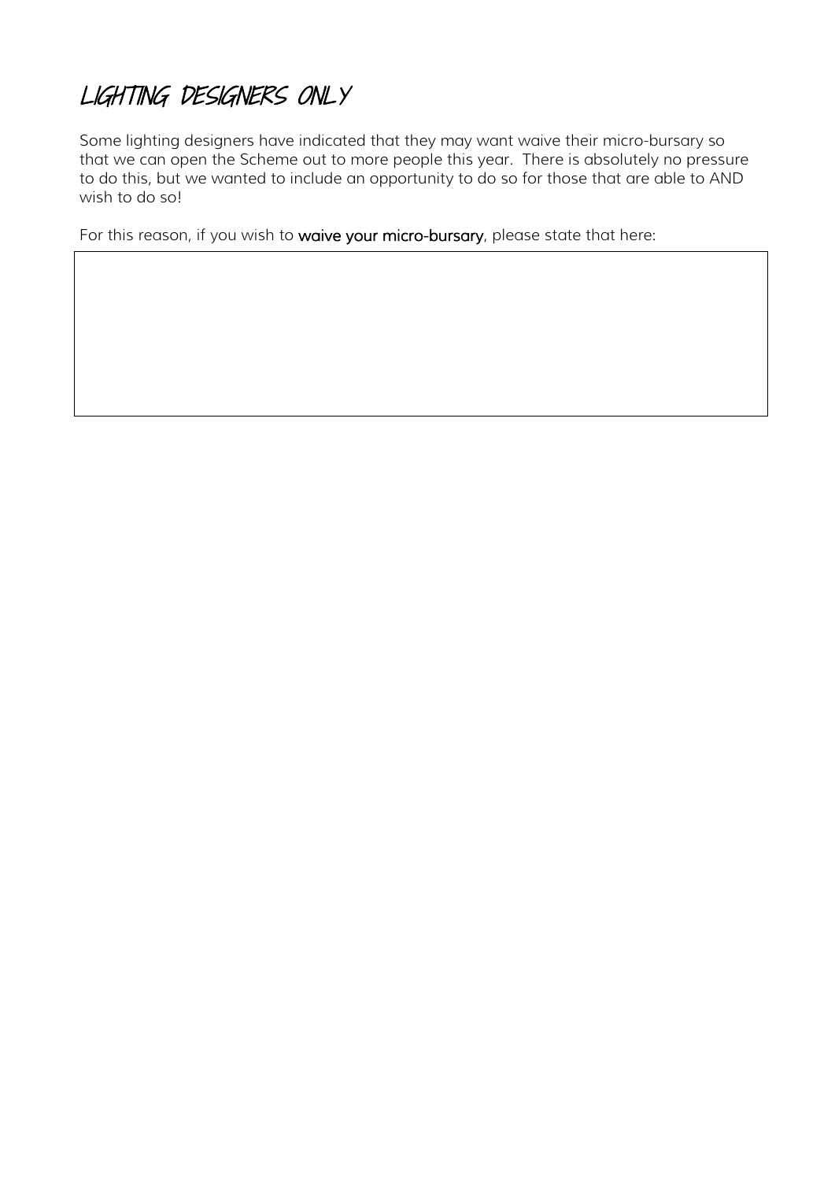# LIGHTING DESIGNERS ONLY

Some lighting designers have indicated that they may want waive their micro-bursary so that we can open the Scheme out to more people this year.  There is absolutely no pressure to do this, but we wanted to include an opportunity to do so for those that are able to AND wish to do so!

For this reason, if you wish to **waive your micro-bursary**, please state that here:

| |
|---|
| |